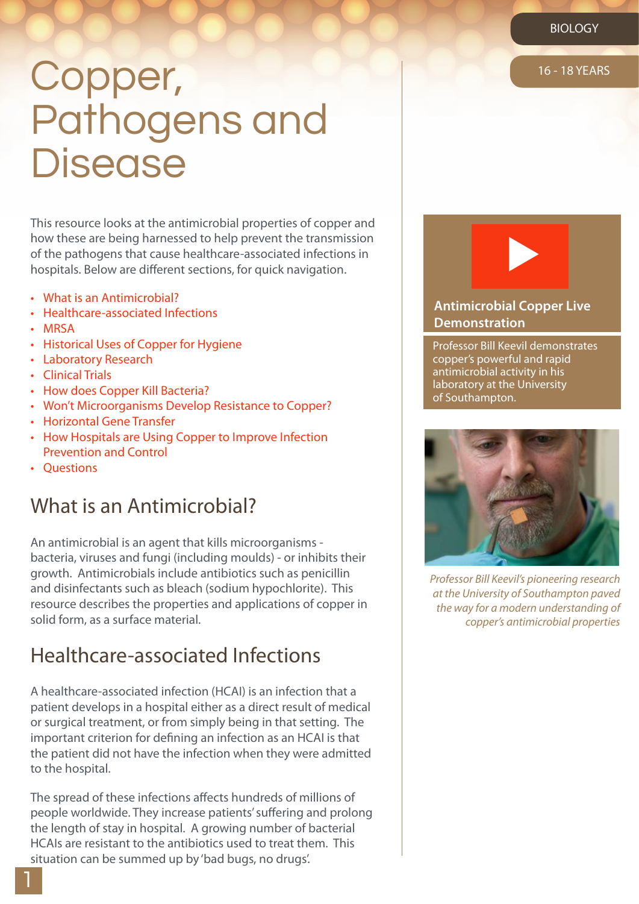BIOLOGY

16 - 18 YEARS

# Copper, Pathogens and Disease

This resource looks at the antimicrobial properties of copper and how these are being harnessed to help prevent the transmission of the pathogens that cause healthcare-associated infections in hospitals. Below are different sections, for quick navigation.

- What is an Antimicrobial?
- Healthcare-associated Infections
- MRSA
- Historical Uses of Copper for Hygiene
- Laboratory Research
- Clinical Trials
- How does Copper Kill Bacteria?
- Won't Microorganisms Develop Resistance to Copper?
- Horizontal Gene Transfer
- How Hospitals are Using Copper to Improve Infection Prevention and Control
- Questions

## What is an Antimicrobial?

An antimicrobial is an agent that kills microorganisms - bacteria, viruses and fungi (including moulds) - or inhibits their growth. Antimicrobials include antibiotics such as penicillin and disinfectants such as bleach (sodium hypochlorite). This resource describes the properties and applications of copper in solid form, as a surface material.

## Healthcare-associated Infections

A healthcare-associated infection (HCAI) is an infection that a patient develops in a hospital either as a direct result of medical or surgical treatment, or from simply being in that setting. The important criterion for defining an infection as an HCAI is that the patient did not have the infection when they were admitted to the hospital.

The spread of these infections affects hundreds of millions of people worldwide. They increase patients' suffering and prolong the length of stay in hospital. A growing number of bacterial HCAIs are resistant to the antibiotics used to treat them. This situation can be summed up by 'bad bugs, no drugs'.

**Antimicrobial Copper Live Demonstration**

Professor Bill Keevil demonstrates copper's powerful and rapid antimicrobial activity in his laboratory at the University of Southampton.

*Professor Bill Keevil's pioneering research at the University of Southampton paved the way for a modern understanding of copper's antimicrobial properties*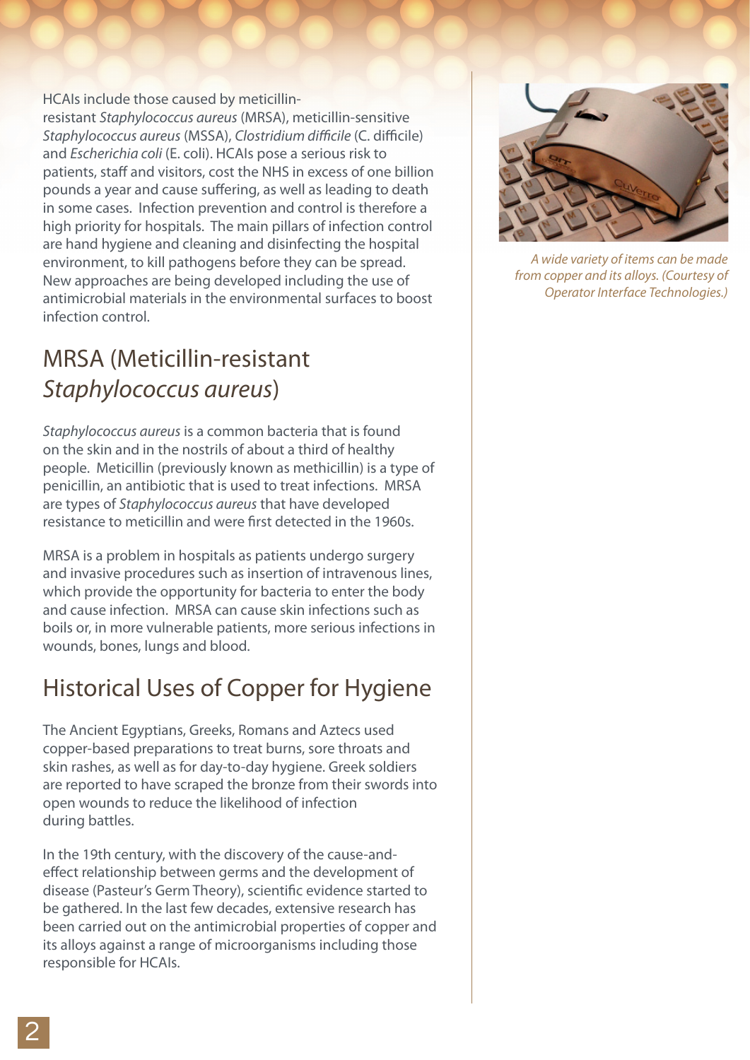HCAIs include those caused by meticillin-resistant *Staphylococcus aureus* (MRSA), meticillin-sensitive *Staphylococcus aureus* (MSSA), *Clostridium difficile* (C. difficile) and *Escherichia coli* (E. coli). HCAIs pose a serious risk to patients, staff and visitors, cost the NHS in excess of one billion pounds a year and cause suffering, as well as leading to death in some cases. Infection prevention and control is therefore a high priority for hospitals. The main pillars of infection control are hand hygiene and cleaning and disinfecting the hospital environment, to kill pathogens before they can be spread. New approaches are being developed including the use of antimicrobial materials in the environmental surfaces to boost infection control.

*A wide variety of items can be made from copper and its alloys. (Courtesy of Operator Interface Technologies.)*

## MRSA (Meticillin-resistant *Staphylococcus aureus*)

*Staphylococcus aureus* is a common bacteria that is found on the skin and in the nostrils of about a third of healthy people. Meticillin (previously known as methicillin) is a type of penicillin, an antibiotic that is used to treat infections. MRSA are types of *Staphylococcus aureus* that have developed resistance to meticillin and were first detected in the 1960s.

MRSA is a problem in hospitals as patients undergo surgery and invasive procedures such as insertion of intravenous lines, which provide the opportunity for bacteria to enter the body and cause infection. MRSA can cause skin infections such as boils or, in more vulnerable patients, more serious infections in wounds, bones, lungs and blood.

## Historical Uses of Copper for Hygiene

The Ancient Egyptians, Greeks, Romans and Aztecs used copper-based preparations to treat burns, sore throats and skin rashes, as well as for day-to-day hygiene. Greek soldiers are reported to have scraped the bronze from their swords into open wounds to reduce the likelihood of infection during battles.

In the 19th century, with the discovery of the cause-and-effect relationship between germs and the development of disease (Pasteur's Germ Theory), scientific evidence started to be gathered. In the last few decades, extensive research has been carried out on the antimicrobial properties of copper and its alloys against a range of microorganisms including those responsible for HCAIs.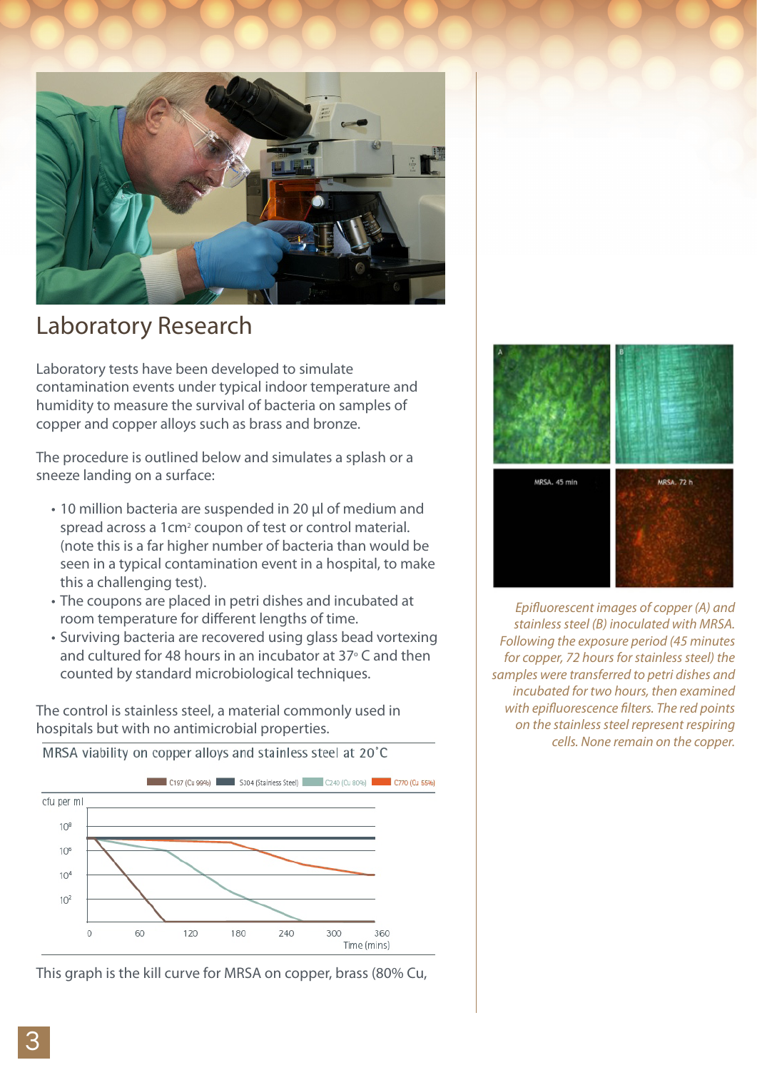## Laboratory Research

Laboratory tests have been developed to simulate contamination events under typical indoor temperature and humidity to measure the survival of bacteria on samples of copper and copper alloys such as brass and bronze.

The procedure is outlined below and simulates a splash or a sneeze landing on a surface:

- 10 million bacteria are suspended in 20 µl of medium and spread across a 1cm² coupon of test or control material. (note this is a far higher number of bacteria than would be seen in a typical contamination event in a hospital, to make this a challenging test).
- The coupons are placed in petri dishes and incubated at room temperature for different lengths of time.
- Surviving bacteria are recovered using glass bead vortexing and cultured for 48 hours in an incubator at 37° C and then counted by standard microbiological techniques.

The control is stainless steel, a material commonly used in hospitals but with no antimicrobial properties.

MRSA viability on copper alloys and stainless steel at 20˚C

This graph is the kill curve for MRSA on copper, brass (80% Cu,

*Epifluorescent images of copper (A) and stainless steel (B) inoculated with MRSA. Following the exposure period (45 minutes for copper, 72 hours for stainless steel) the samples were transferred to petri dishes and incubated for two hours, then examined with epifluorescence filters. The red points on the stainless steel represent respiring cells. None remain on the copper.*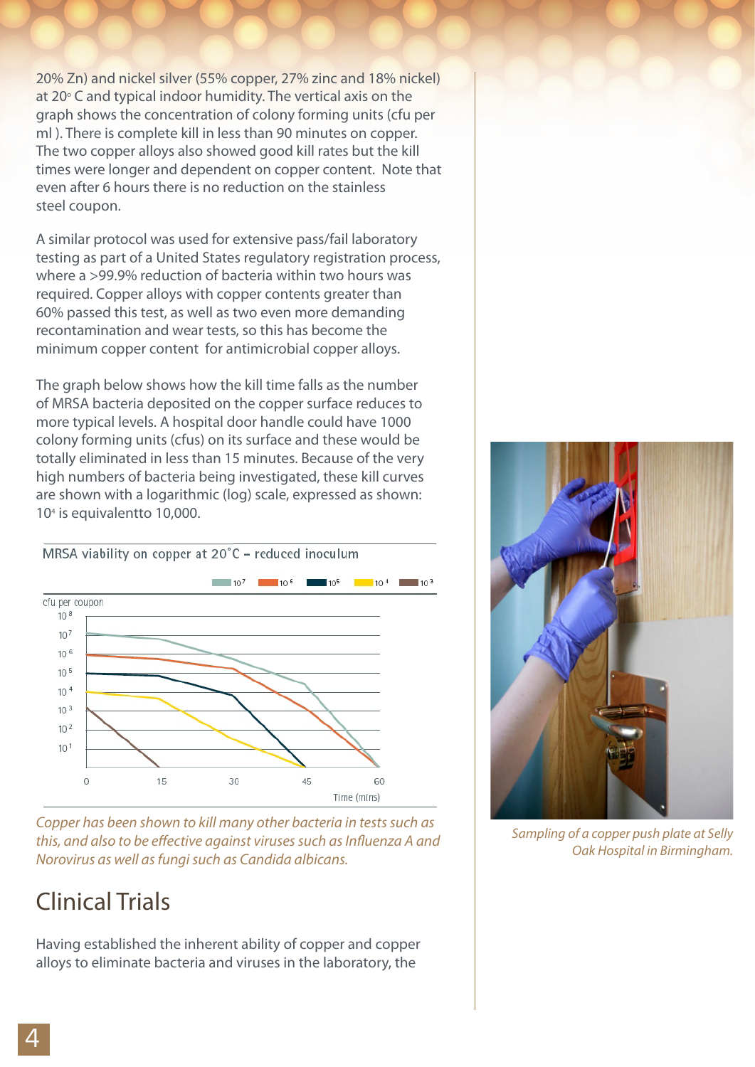20% Zn) and nickel silver (55% copper, 27% zinc and 18% nickel) at 20° C and typical indoor humidity. The vertical axis on the graph shows the concentration of colony forming units (cfu per ml ). There is complete kill in less than 90 minutes on copper. The two copper alloys also showed good kill rates but the kill times were longer and dependent on copper content. Note that even after 6 hours there is no reduction on the stainless steel coupon.

A similar protocol was used for extensive pass/fail laboratory testing as part of a United States regulatory registration process, where a >99.9% reduction of bacteria within two hours was required. Copper alloys with copper contents greater than 60% passed this test, as well as two even more demanding recontamination and wear tests, so this has become the minimum copper content for antimicrobial copper alloys.

The graph below shows how the kill time falls as the number of MRSA bacteria deposited on the copper surface reduces to more typical levels. A hospital door handle could have 1000 colony forming units (cfus) on its surface and these would be totally eliminated in less than 15 minutes. Because of the very high numbers of bacteria being investigated, these kill curves are shown with a logarithmic (log) scale, expressed as shown: $10^4$ is equivalentto 10,000.

MRSA viability on copper at 20˚C – reduced inoculum

*Copper has been shown to kill many other bacteria in tests such as this, and also to be effective against viruses such as Influenza A and Norovirus as well as fungi such as Candida albicans.*

*Sampling of a copper push plate at Selly Oak Hospital in Birmingham.*

## Clinical Trials

Having established the inherent ability of copper and copper alloys to eliminate bacteria and viruses in the laboratory, the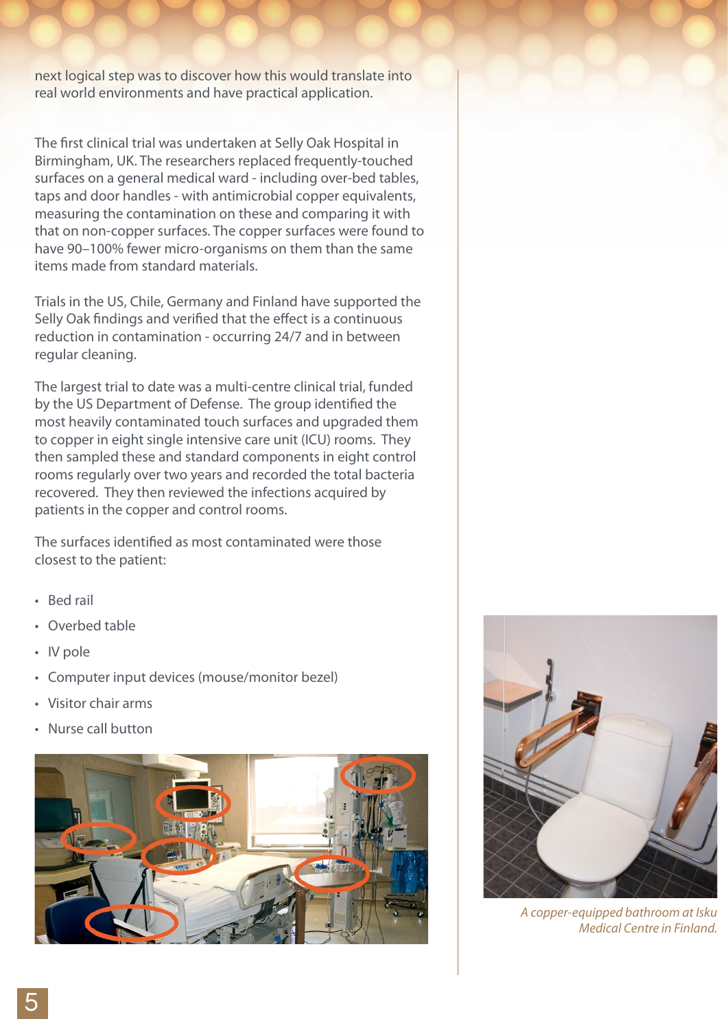next logical step was to discover how this would translate into real world environments and have practical application.

The first clinical trial was undertaken at Selly Oak Hospital in Birmingham, UK. The researchers replaced frequently-touched surfaces on a general medical ward - including over-bed tables, taps and door handles - with antimicrobial copper equivalents, measuring the contamination on these and comparing it with that on non-copper surfaces. The copper surfaces were found to have 90–100% fewer micro-organisms on them than the same items made from standard materials.

Trials in the US, Chile, Germany and Finland have supported the Selly Oak findings and verified that the effect is a continuous reduction in contamination - occurring 24/7 and in between regular cleaning.

The largest trial to date was a multi-centre clinical trial, funded by the US Department of Defense. The group identified the most heavily contaminated touch surfaces and upgraded them to copper in eight single intensive care unit (ICU) rooms. They then sampled these and standard components in eight control rooms regularly over two years and recorded the total bacteria recovered. They then reviewed the infections acquired by patients in the copper and control rooms.

The surfaces identified as most contaminated were those closest to the patient:

- Bed rail
- Overbed table
- IV pole
- Computer input devices (mouse/monitor bezel)
- Visitor chair arms
- Nurse call button

*A copper-equipped bathroom at Isku Medical Centre in Finland.*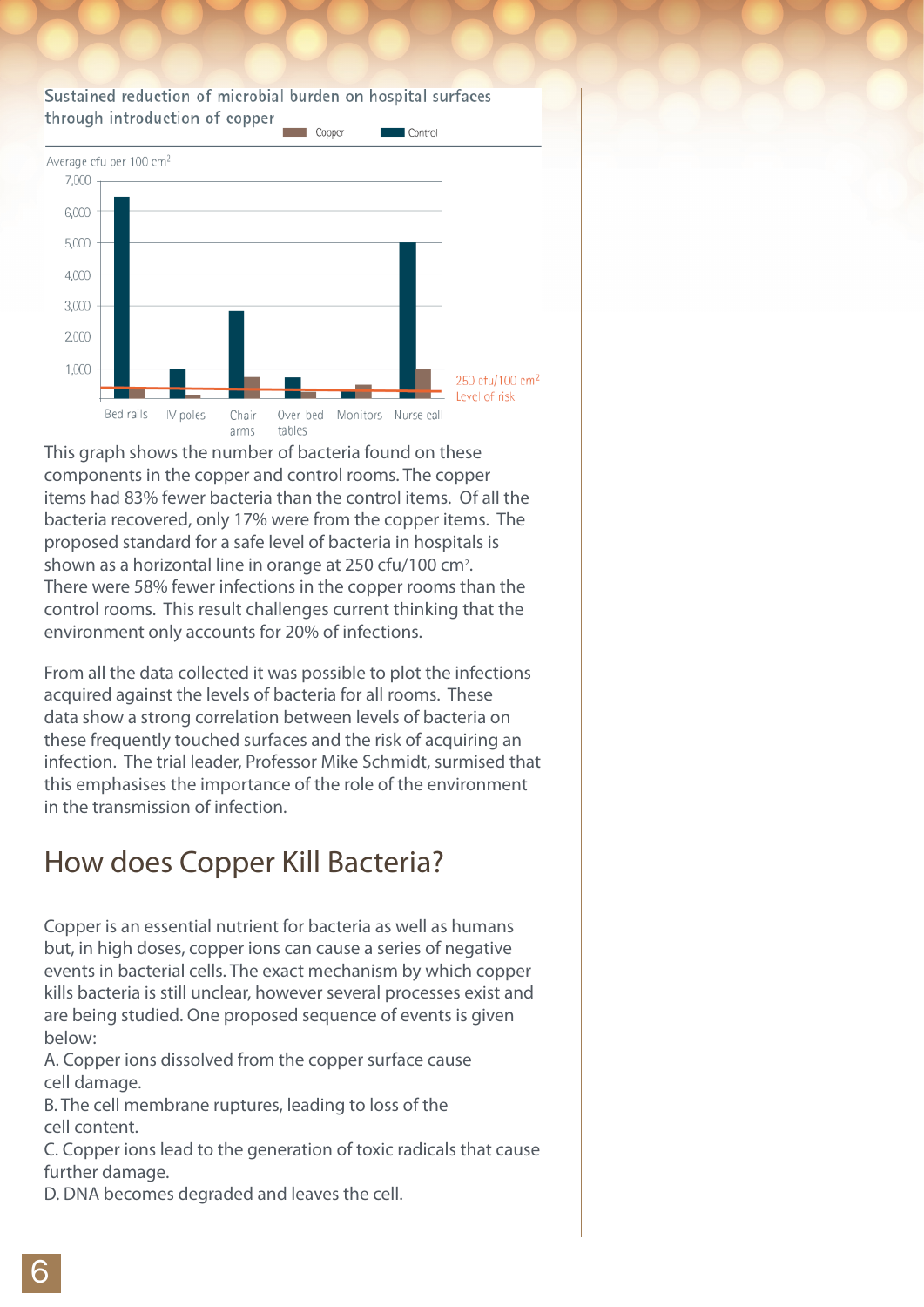Sustained reduction of microbial burden on hospital surfaces through introduction of copper

Copper | Control

Average cfu per 100 cm²

250 cfu/100 cm² Level of risk

Bed rails | IV poles | Chair arms | Over-bed tables | Monitors | Nurse call

This graph shows the number of bacteria found on these components in the copper and control rooms. The copper items had 83% fewer bacteria than the control items. Of all the bacteria recovered, only 17% were from the copper items. The proposed standard for a safe level of bacteria in hospitals is shown as a horizontal line in orange at 250 cfu/100 cm². There were 58% fewer infections in the copper rooms than the control rooms. This result challenges current thinking that the environment only accounts for 20% of infections.

From all the data collected it was possible to plot the infections acquired against the levels of bacteria for all rooms. These data show a strong correlation between levels of bacteria on these frequently touched surfaces and the risk of acquiring an infection. The trial leader, Professor Mike Schmidt, surmised that this emphasises the importance of the role of the environment in the transmission of infection.

## How does Copper Kill Bacteria?

Copper is an essential nutrient for bacteria as well as humans but, in high doses, copper ions can cause a series of negative events in bacterial cells. The exact mechanism by which copper kills bacteria is still unclear, however several processes exist and are being studied. One proposed sequence of events is given below:

A. Copper ions dissolved from the copper surface cause cell damage.

B. The cell membrane ruptures, leading to loss of the cell content.

C. Copper ions lead to the generation of toxic radicals that cause further damage.

D. DNA becomes degraded and leaves the cell.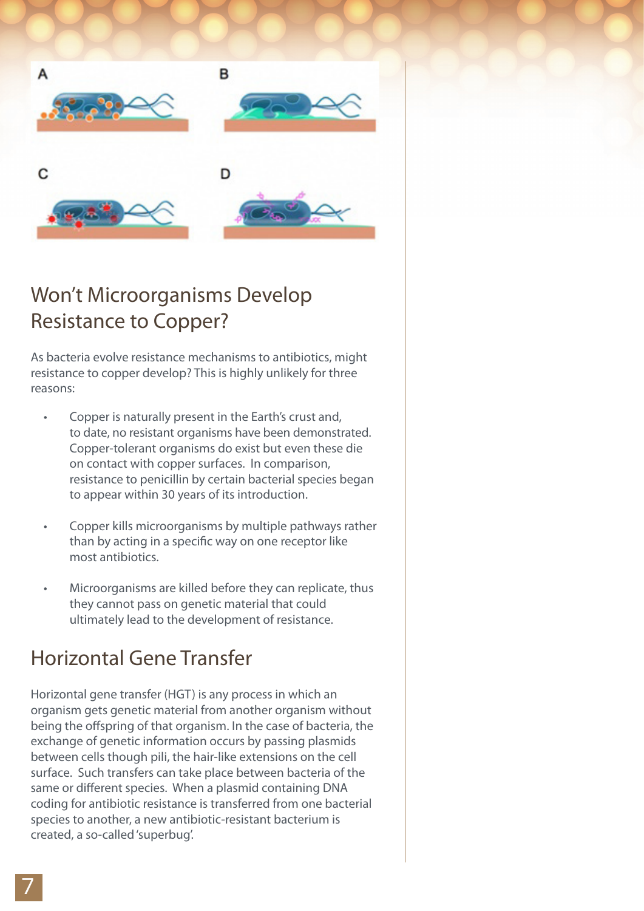A

B

C

D

## Won't Microorganisms Develop Resistance to Copper?

As bacteria evolve resistance mechanisms to antibiotics, might resistance to copper develop? This is highly unlikely for three reasons:

- Copper is naturally present in the Earth's crust and, to date, no resistant organisms have been demonstrated. Copper-tolerant organisms do exist but even these die on contact with copper surfaces. In comparison, resistance to penicillin by certain bacterial species began to appear within 30 years of its introduction.
- Copper kills microorganisms by multiple pathways rather than by acting in a specific way on one receptor like most antibiotics.
- Microorganisms are killed before they can replicate, thus they cannot pass on genetic material that could ultimately lead to the development of resistance.

## Horizontal Gene Transfer

Horizontal gene transfer (HGT) is any process in which an organism gets genetic material from another organism without being the offspring of that organism. In the case of bacteria, the exchange of genetic information occurs by passing plasmids between cells though pili, the hair-like extensions on the cell surface. Such transfers can take place between bacteria of the same or different species. When a plasmid containing DNA coding for antibiotic resistance is transferred from one bacterial species to another, a new antibiotic-resistant bacterium is created, a so-called 'superbug'.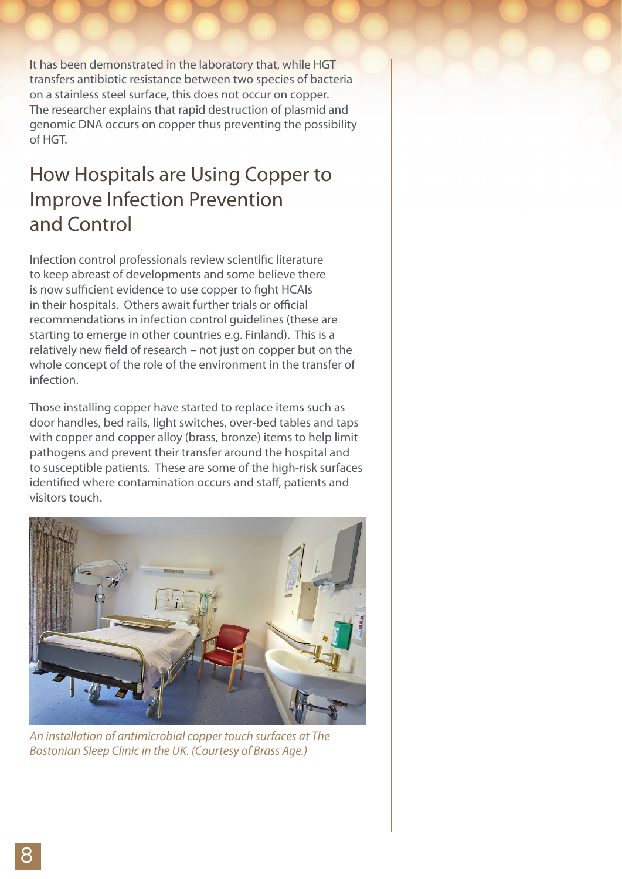It has been demonstrated in the laboratory that, while HGT transfers antibiotic resistance between two species of bacteria on a stainless steel surface, this does not occur on copper. The researcher explains that rapid destruction of plasmid and genomic DNA occurs on copper thus preventing the possibility of HGT.

## How Hospitals are Using Copper to Improve Infection Prevention and Control

Infection control professionals review scientific literature to keep abreast of developments and some believe there is now sufficient evidence to use copper to fight HCAIs in their hospitals. Others await further trials or official recommendations in infection control guidelines (these are starting to emerge in other countries e.g. Finland). This is a relatively new field of research – not just on copper but on the whole concept of the role of the environment in the transfer of infection.

Those installing copper have started to replace items such as door handles, bed rails, light switches, over-bed tables and taps with copper and copper alloy (brass, bronze) items to help limit pathogens and prevent their transfer around the hospital and to susceptible patients. These are some of the high-risk surfaces identified where contamination occurs and staff, patients and visitors touch.

*An installation of antimicrobial copper touch surfaces at The Bostonian Sleep Clinic in the UK. (Courtesy of Brass Age.)*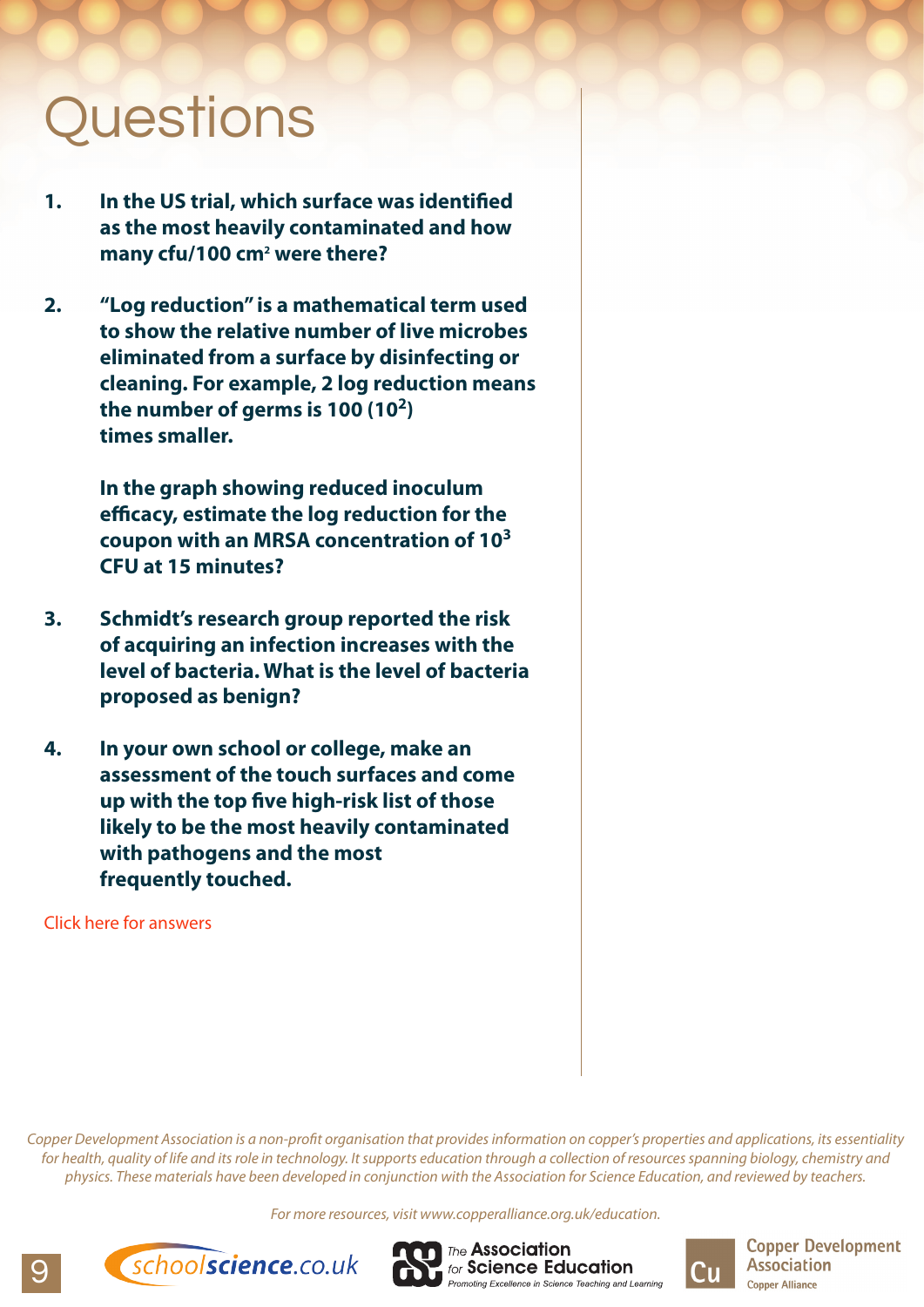# Questions

1. **In the US trial, which surface was identified as the most heavily contaminated and how many cfu/100 cm$^2$ were there?**

2. **"Log reduction" is a mathematical term used to show the relative number of live microbes eliminated from a surface by disinfecting or cleaning. For example, 2 log reduction means the number of germs is 100 ($10^2$) times smaller.**

   **In the graph showing reduced inoculum efficacy, estimate the log reduction for the coupon with an MRSA concentration of $10^3$ CFU at 15 minutes?**

3. **Schmidt's research group reported the risk of acquiring an infection increases with the level of bacteria. What is the level of bacteria proposed as benign?**

4. **In your own school or college, make an assessment of the touch surfaces and come up with the top five high-risk list of those likely to be the most heavily contaminated with pathogens and the most frequently touched.**

Click here for answers

*Copper Development Association is a non-profit organisation that provides information on copper's properties and applications, its essentiality for health, quality of life and its role in technology. It supports education through a collection of resources spanning biology, chemistry and physics. These materials have been developed in conjunction with the Association for Science Education, and reviewed by teachers.*

*For more resources, visit www.copperalliance.org.uk/education.*

schoolscience.co.uk

The Association for Science Education – Promoting Excellence in Science Teaching and Learning

Cu Copper Development Association – Copper Alliance